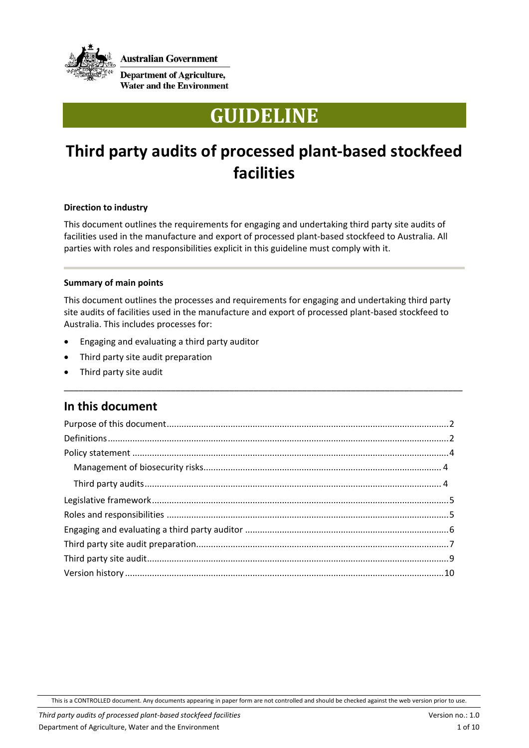Australian Government

Department of Agriculture, Water and the Environment

# GUIDELINE

# Third party audits of processed plant-based stockfeed facilities

**Direction to industry**

This document outlines the requirements for engaging and undertaking third party site audits of facilities used in the manufacture and export of processed plant-based stockfeed to Australia. All parties with roles and responsibilities explicit in this guideline must comply with it.

**Summary of main points**

This document outlines the processes and requirements for engaging and undertaking third party site audits of facilities used in the manufacture and export of processed plant-based stockfeed to Australia. This includes processes for:

- Engaging and evaluating a third party auditor
- Third party site audit preparation
- Third party site audit

## In this document

- Purpose of this document ... 2
- Definitions ... 2
- Policy statement ... 4
  - Management of biosecurity risks ... 4
  - Third party audits ... 4
- Legislative framework ... 5
- Roles and responsibilities ... 5
- Engaging and evaluating a third party auditor ... 6
- Third party site audit preparation ... 7
- Third party site audit ... 9
- Version history ... 10

This is a CONTROLLED document. Any documents appearing in paper form are not controlled and should be checked against the web version prior to use.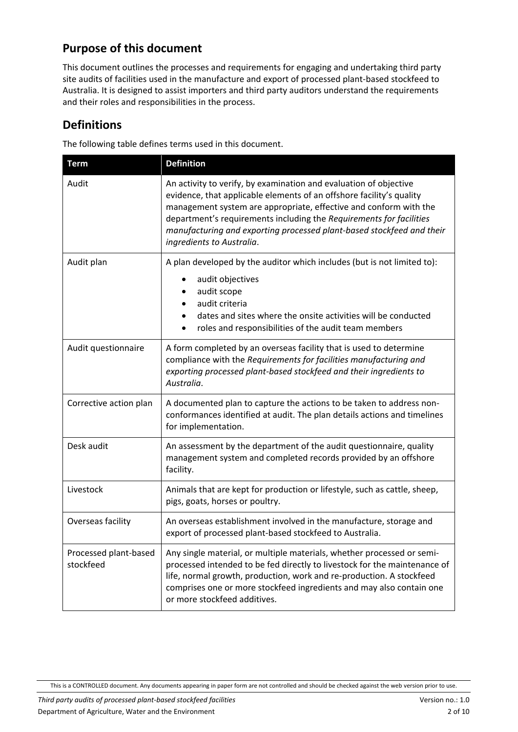## Purpose of this document

This document outlines the processes and requirements for engaging and undertaking third party site audits of facilities used in the manufacture and export of processed plant-based stockfeed to Australia. It is designed to assist importers and third party auditors understand the requirements and their roles and responsibilities in the process.

## Definitions

The following table defines terms used in this document.

| Term | Definition |
|---|---|
| Audit | An activity to verify, by examination and evaluation of objective evidence, that applicable elements of an offshore facility's quality management system are appropriate, effective and conform with the department's requirements including the *Requirements for facilities manufacturing and exporting processed plant-based stockfeed and their ingredients to Australia*. |
| Audit plan | A plan developed by the auditor which includes (but is not limited to): <br>• audit objectives <br>• audit scope <br>• audit criteria <br>• dates and sites where the onsite activities will be conducted <br>• roles and responsibilities of the audit team members |
| Audit questionnaire | A form completed by an overseas facility that is used to determine compliance with the *Requirements for facilities manufacturing and exporting processed plant-based stockfeed and their ingredients to Australia*. |
| Corrective action plan | A documented plan to capture the actions to be taken to address non-conformances identified at audit. The plan details actions and timelines for implementation. |
| Desk audit | An assessment by the department of the audit questionnaire, quality management system and completed records provided by an offshore facility. |
| Livestock | Animals that are kept for production or lifestyle, such as cattle, sheep, pigs, goats, horses or poultry. |
| Overseas facility | An overseas establishment involved in the manufacture, storage and export of processed plant-based stockfeed to Australia. |
| Processed plant-based stockfeed | Any single material, or multiple materials, whether processed or semi-processed intended to be fed directly to livestock for the maintenance of life, normal growth, production, work and re-production. A stockfeed comprises one or more stockfeed ingredients and may also contain one or more stockfeed additives. |

This is a CONTROLLED document. Any documents appearing in paper form are not controlled and should be checked against the web version prior to use.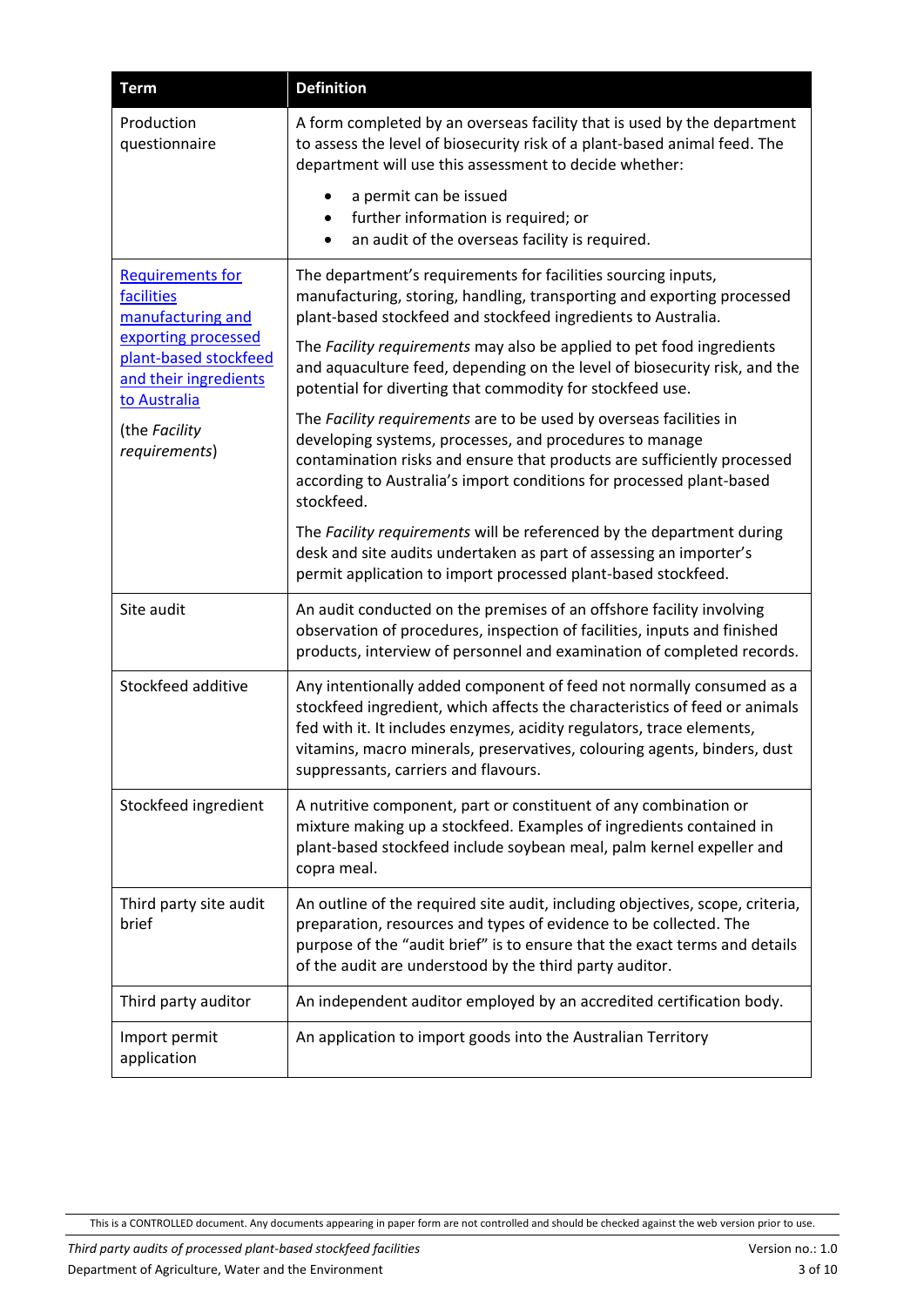| Term | Definition |
| --- | --- |
| Production questionnaire | A form completed by an overseas facility that is used by the department to assess the level of biosecurity risk of a plant-based animal feed. The department will use this assessment to decide whether:<br>• a permit can be issued<br>• further information is required; or<br>• an audit of the overseas facility is required. |
| Requirements for facilities manufacturing and exporting processed plant-based stockfeed and their ingredients to Australia<br><br>(the *Facility requirements*) | The department's requirements for facilities sourcing inputs, manufacturing, storing, handling, transporting and exporting processed plant-based stockfeed and stockfeed ingredients to Australia.<br><br>The *Facility requirements* may also be applied to pet food ingredients and aquaculture feed, depending on the level of biosecurity risk, and the potential for diverting that commodity for stockfeed use.<br><br>The *Facility requirements* are to be used by overseas facilities in developing systems, processes, and procedures to manage contamination risks and ensure that products are sufficiently processed according to Australia's import conditions for processed plant-based stockfeed.<br><br>The *Facility requirements* will be referenced by the department during desk and site audits undertaken as part of assessing an importer's permit application to import processed plant-based stockfeed. |
| Site audit | An audit conducted on the premises of an offshore facility involving observation of procedures, inspection of facilities, inputs and finished products, interview of personnel and examination of completed records. |
| Stockfeed additive | Any intentionally added component of feed not normally consumed as a stockfeed ingredient, which affects the characteristics of feed or animals fed with it. It includes enzymes, acidity regulators, trace elements, vitamins, macro minerals, preservatives, colouring agents, binders, dust suppressants, carriers and flavours. |
| Stockfeed ingredient | A nutritive component, part or constituent of any combination or mixture making up a stockfeed. Examples of ingredients contained in plant-based stockfeed include soybean meal, palm kernel expeller and copra meal. |
| Third party site audit brief | An outline of the required site audit, including objectives, scope, criteria, preparation, resources and types of evidence to be collected. The purpose of the "audit brief" is to ensure that the exact terms and details of the audit are understood by the third party auditor. |
| Third party auditor | An independent auditor employed by an accredited certification body. |
| Import permit application | An application to import goods into the Australian Territory |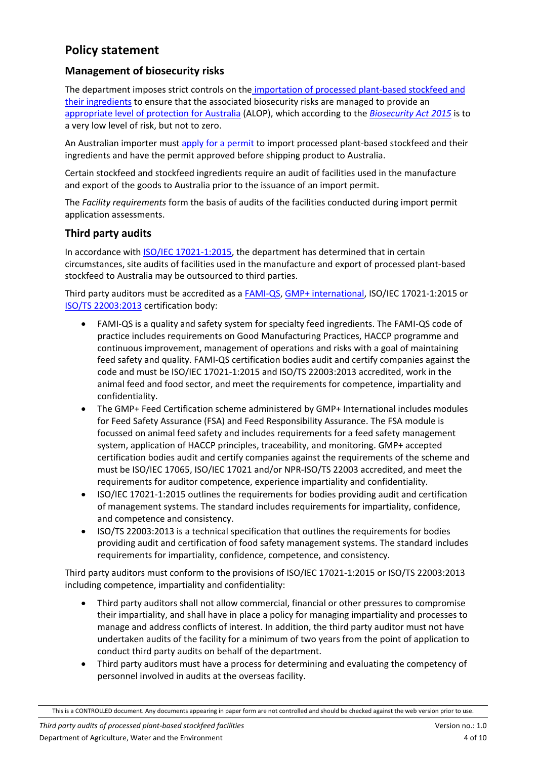## Policy statement

### Management of biosecurity risks

The department imposes strict controls on the importation of processed plant-based stockfeed and their ingredients to ensure that the associated biosecurity risks are managed to provide an appropriate level of protection for Australia (ALOP), which according to the *Biosecurity Act 2015* is to a very low level of risk, but not to zero.

An Australian importer must apply for a permit to import processed plant-based stockfeed and their ingredients and have the permit approved before shipping product to Australia.

Certain stockfeed and stockfeed ingredients require an audit of facilities used in the manufacture and export of the goods to Australia prior to the issuance of an import permit.

The *Facility requirements* form the basis of audits of the facilities conducted during import permit application assessments.

### Third party audits

In accordance with ISO/IEC 17021-1:2015, the department has determined that in certain circumstances, site audits of facilities used in the manufacture and export of processed plant-based stockfeed to Australia may be outsourced to third parties.

Third party auditors must be accredited as a FAMI-QS, GMP+ international, ISO/IEC 17021-1:2015 or ISO/TS 22003:2013 certification body:

- FAMI-QS is a quality and safety system for specialty feed ingredients. The FAMI-QS code of practice includes requirements on Good Manufacturing Practices, HACCP programme and continuous improvement, management of operations and risks with a goal of maintaining feed safety and quality. FAMI-QS certification bodies audit and certify companies against the code and must be ISO/IEC 17021-1:2015 and ISO/TS 22003:2013 accredited, work in the animal feed and food sector, and meet the requirements for competence, impartiality and confidentiality.
- The GMP+ Feed Certification scheme administered by GMP+ International includes modules for Feed Safety Assurance (FSA) and Feed Responsibility Assurance. The FSA module is focussed on animal feed safety and includes requirements for a feed safety management system, application of HACCP principles, traceability, and monitoring. GMP+ accepted certification bodies audit and certify companies against the requirements of the scheme and must be ISO/IEC 17065, ISO/IEC 17021 and/or NPR-ISO/TS 22003 accredited, and meet the requirements for auditor competence, experience impartiality and confidentiality.
- ISO/IEC 17021-1:2015 outlines the requirements for bodies providing audit and certification of management systems. The standard includes requirements for impartiality, confidence, and competence and consistency.
- ISO/TS 22003:2013 is a technical specification that outlines the requirements for bodies providing audit and certification of food safety management systems. The standard includes requirements for impartiality, confidence, competence, and consistency.

Third party auditors must conform to the provisions of ISO/IEC 17021-1:2015 or ISO/TS 22003:2013 including competence, impartiality and confidentiality:

- Third party auditors shall not allow commercial, financial or other pressures to compromise their impartiality, and shall have in place a policy for managing impartiality and processes to manage and address conflicts of interest. In addition, the third party auditor must not have undertaken audits of the facility for a minimum of two years from the point of application to conduct third party audits on behalf of the department.
- Third party auditors must have a process for determining and evaluating the competency of personnel involved in audits at the overseas facility.

This is a CONTROLLED document. Any documents appearing in paper form are not controlled and should be checked against the web version prior to use.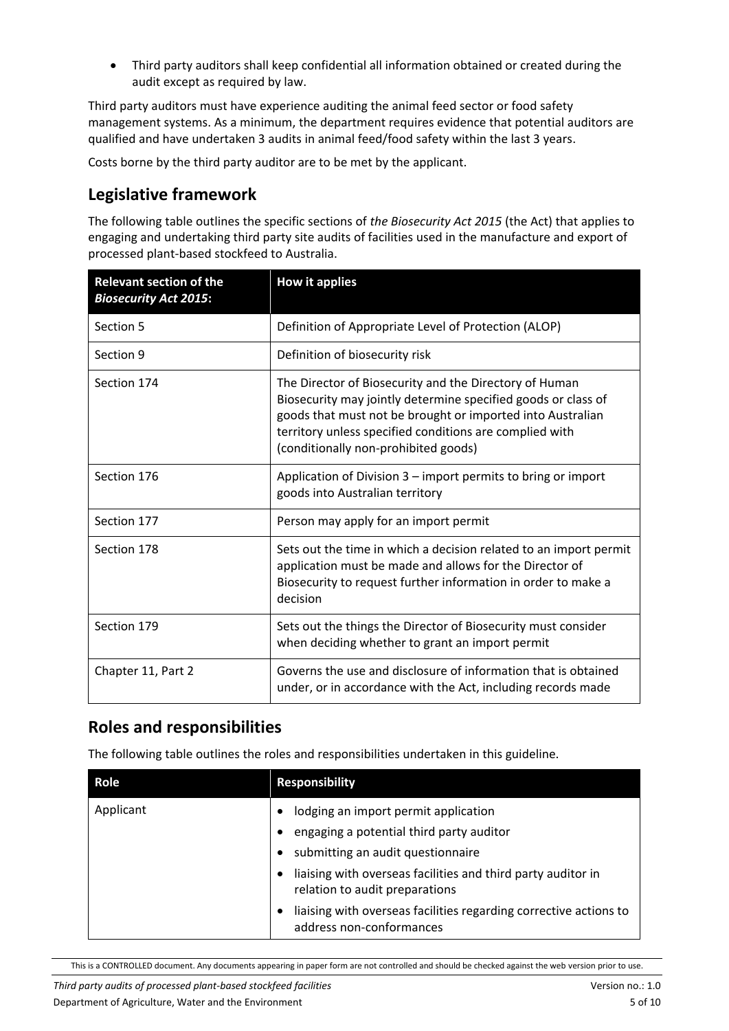- Third party auditors shall keep confidential all information obtained or created during the audit except as required by law.

Third party auditors must have experience auditing the animal feed sector or food safety management systems. As a minimum, the department requires evidence that potential auditors are qualified and have undertaken 3 audits in animal feed/food safety within the last 3 years.

Costs borne by the third party auditor are to be met by the applicant.

## Legislative framework

The following table outlines the specific sections of *the Biosecurity Act 2015* (the Act) that applies to engaging and undertaking third party site audits of facilities used in the manufacture and export of processed plant-based stockfeed to Australia.

| Relevant section of the *Biosecurity Act 2015*: | How it applies |
|---|---|
| Section 5 | Definition of Appropriate Level of Protection (ALOP) |
| Section 9 | Definition of biosecurity risk |
| Section 174 | The Director of Biosecurity and the Directory of Human Biosecurity may jointly determine specified goods or class of goods that must not be brought or imported into Australian territory unless specified conditions are complied with (conditionally non-prohibited goods) |
| Section 176 | Application of Division 3 – import permits to bring or import goods into Australian territory |
| Section 177 | Person may apply for an import permit |
| Section 178 | Sets out the time in which a decision related to an import permit application must be made and allows for the Director of Biosecurity to request further information in order to make a decision |
| Section 179 | Sets out the things the Director of Biosecurity must consider when deciding whether to grant an import permit |
| Chapter 11, Part 2 | Governs the use and disclosure of information that is obtained under, or in accordance with the Act, including records made |

## Roles and responsibilities

The following table outlines the roles and responsibilities undertaken in this guideline.

| Role | Responsibility |
|---|---|
| Applicant | • lodging an import permit application<br>• engaging a potential third party auditor<br>• submitting an audit questionnaire<br>• liaising with overseas facilities and third party auditor in relation to audit preparations<br>• liaising with overseas facilities regarding corrective actions to address non-conformances |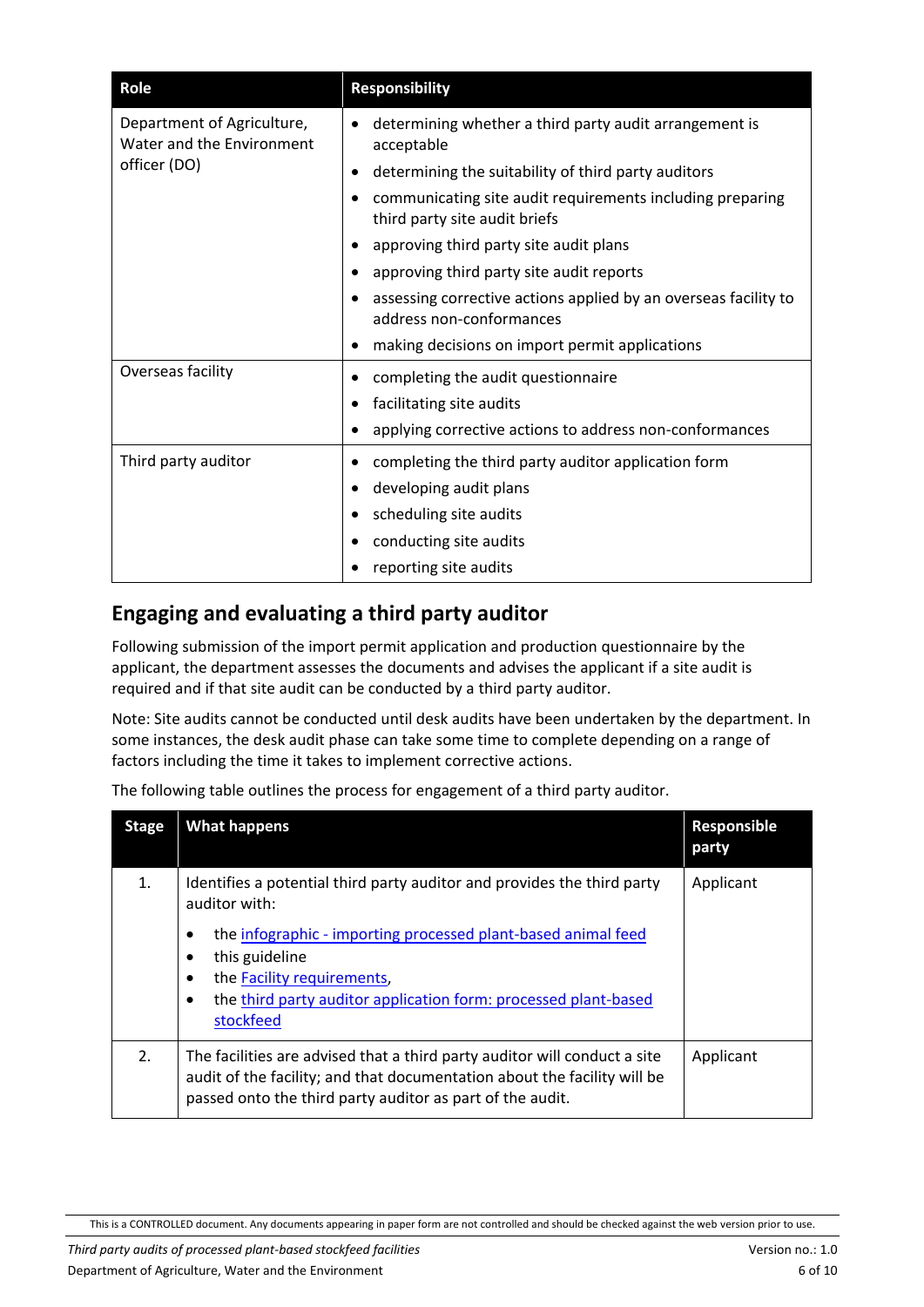| Role | Responsibility |
|---|---|
| Department of Agriculture, Water and the Environment officer (DO) | • determining whether a third party audit arrangement is acceptable<br>• determining the suitability of third party auditors<br>• communicating site audit requirements including preparing third party site audit briefs<br>• approving third party site audit plans<br>• approving third party site audit reports<br>• assessing corrective actions applied by an overseas facility to address non-conformances<br>• making decisions on import permit applications |
| Overseas facility | • completing the audit questionnaire<br>• facilitating site audits<br>• applying corrective actions to address non-conformances |
| Third party auditor | • completing the third party auditor application form<br>• developing audit plans<br>• scheduling site audits<br>• conducting site audits<br>• reporting site audits |

## Engaging and evaluating a third party auditor

Following submission of the import permit application and production questionnaire by the applicant, the department assesses the documents and advises the applicant if a site audit is required and if that site audit can be conducted by a third party auditor.

Note: Site audits cannot be conducted until desk audits have been undertaken by the department. In some instances, the desk audit phase can take some time to complete depending on a range of factors including the time it takes to implement corrective actions.

The following table outlines the process for engagement of a third party auditor.

| Stage | What happens | Responsible party |
|---|---|---|
| 1. | Identifies a potential third party auditor and provides the third party auditor with:<br>• the infographic - importing processed plant-based animal feed<br>• this guideline<br>• the Facility requirements,<br>• the third party auditor application form: processed plant-based stockfeed | Applicant |
| 2. | The facilities are advised that a third party auditor will conduct a site audit of the facility; and that documentation about the facility will be passed onto the third party auditor as part of the audit. | Applicant |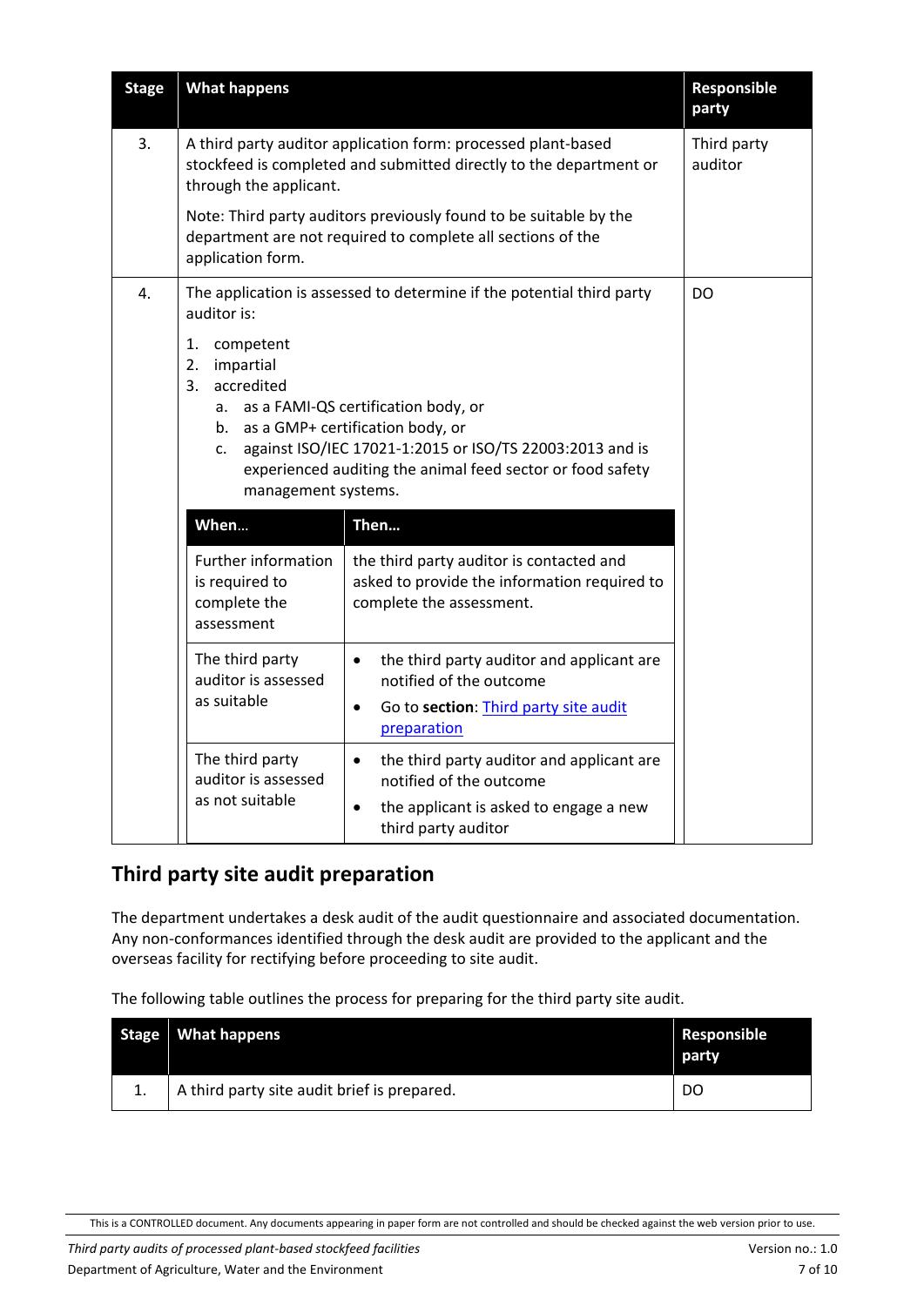<table>
<tr><th>Stage</th><th>What happens</th><th>Responsible party</th></tr>
<tr><td>3.</td><td>A third party auditor application form: processed plant-based stockfeed is completed and submitted directly to the department or through the applicant.<br><br>Note: Third party auditors previously found to be suitable by the department are not required to complete all sections of the application form.</td><td>Third party auditor</td></tr>
<tr><td>4.</td><td>The application is assessed to determine if the potential third party auditor is:<br><br>1. competent<br>2. impartial<br>3. accredited<br>&nbsp;&nbsp;&nbsp;a. as a FAMI-QS certification body, or<br>&nbsp;&nbsp;&nbsp;b. as a GMP+ certification body, or<br>&nbsp;&nbsp;&nbsp;c. against ISO/IEC 17021-1:2015 or ISO/TS 22003:2013 and is experienced auditing the animal feed sector or food safety management systems.<br><br>
<table>
<tr><th>When…</th><th>Then…</th></tr>
<tr><td>Further information is required to complete the assessment</td><td>the third party auditor is contacted and asked to provide the information required to complete the assessment.</td></tr>
<tr><td>The third party auditor is assessed as suitable</td><td>• the third party auditor and applicant are notified of the outcome<br>• Go to <b>section</b>: Third party site audit preparation</td></tr>
<tr><td>The third party auditor is assessed as not suitable</td><td>• the third party auditor and applicant are notified of the outcome<br>• the applicant is asked to engage a new third party auditor</td></tr>
</table>
</td><td>DO</td></tr>
</table>

## Third party site audit preparation

The department undertakes a desk audit of the audit questionnaire and associated documentation. Any non-conformances identified through the desk audit are provided to the applicant and the overseas facility for rectifying before proceeding to site audit.

The following table outlines the process for preparing for the third party site audit.

| Stage | What happens | Responsible party |
|---|---|---|
| 1. | A third party site audit brief is prepared. | DO |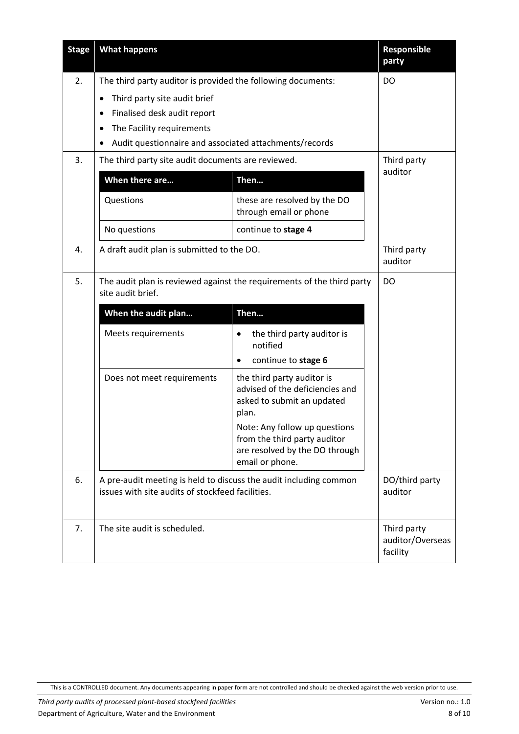| Stage | What happens | Responsible party |
| --- | --- | --- |
| 2. | The third party auditor is provided the following documents:<br>• Third party site audit brief<br>• Finalised desk audit report<br>• The Facility requirements<br>• Audit questionnaire and associated attachments/records | DO |
| 3. | The third party site audit documents are reviewed.<br><br>**When there are…** → **Then…**<br>Questions → these are resolved by the DO through email or phone<br>No questions → continue to **stage 4** | Third party auditor |
| 4. | A draft audit plan is submitted to the DO. | Third party auditor |
| 5. | The audit plan is reviewed against the requirements of the third party site audit brief.<br><br>**When the audit plan…** → **Then…**<br>Meets requirements → • the third party auditor is notified • continue to **stage 6**<br>Does not meet requirements → the third party auditor is advised of the deficiencies and asked to submit an updated plan. Note: Any follow up questions from the third party auditor are resolved by the DO through email or phone. | DO |
| 6. | A pre-audit meeting is held to discuss the audit including common issues with site audits of stockfeed facilities. | DO/third party auditor |
| 7. | The site audit is scheduled. | Third party auditor/Overseas facility |

This is a CONTROLLED document. Any documents appearing in paper form are not controlled and should be checked against the web version prior to use.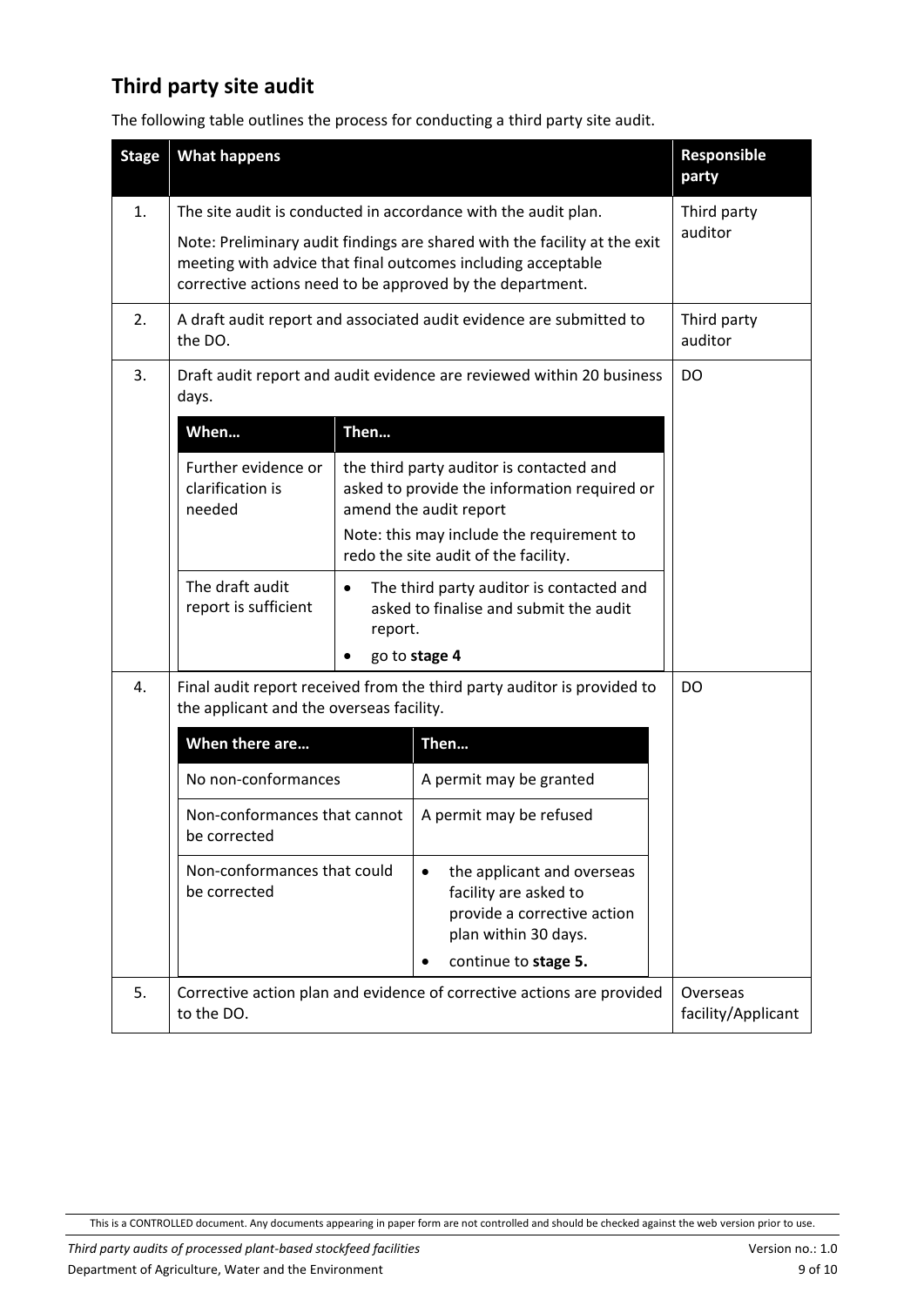## Third party site audit

The following table outlines the process for conducting a third party site audit.

| Stage | What happens | Responsible party |
|---|---|---|
| 1. | The site audit is conducted in accordance with the audit plan.<br><br>Note: Preliminary audit findings are shared with the facility at the exit meeting with advice that final outcomes including acceptable corrective actions need to be approved by the department. | Third party auditor |
| 2. | A draft audit report and associated audit evidence are submitted to the DO. | Third party auditor |
| 3. | Draft audit report and audit evidence are reviewed within 20 business days.<br><br>**When…** Further evidence or clarification is needed **Then…** the third party auditor is contacted and asked to provide the information required or amend the audit report. Note: this may include the requirement to redo the site audit of the facility.<br><br>**When…** The draft audit report is sufficient **Then…**<br>• The third party auditor is contacted and asked to finalise and submit the audit report.<br>• go to **stage 4** | DO |
| 4. | Final audit report received from the third party auditor is provided to the applicant and the overseas facility.<br><br>**When there are…** No non-conformances **Then…** A permit may be granted<br><br>**When there are…** Non-conformances that cannot be corrected **Then…** A permit may be refused<br><br>**When there are…** Non-conformances that could be corrected **Then…**<br>• the applicant and overseas facility are asked to provide a corrective action plan within 30 days.<br>• continue to **stage 5.** | DO |
| 5. | Corrective action plan and evidence of corrective actions are provided to the DO. | Overseas facility/Applicant |

This is a CONTROLLED document. Any documents appearing in paper form are not controlled and should be checked against the web version prior to use.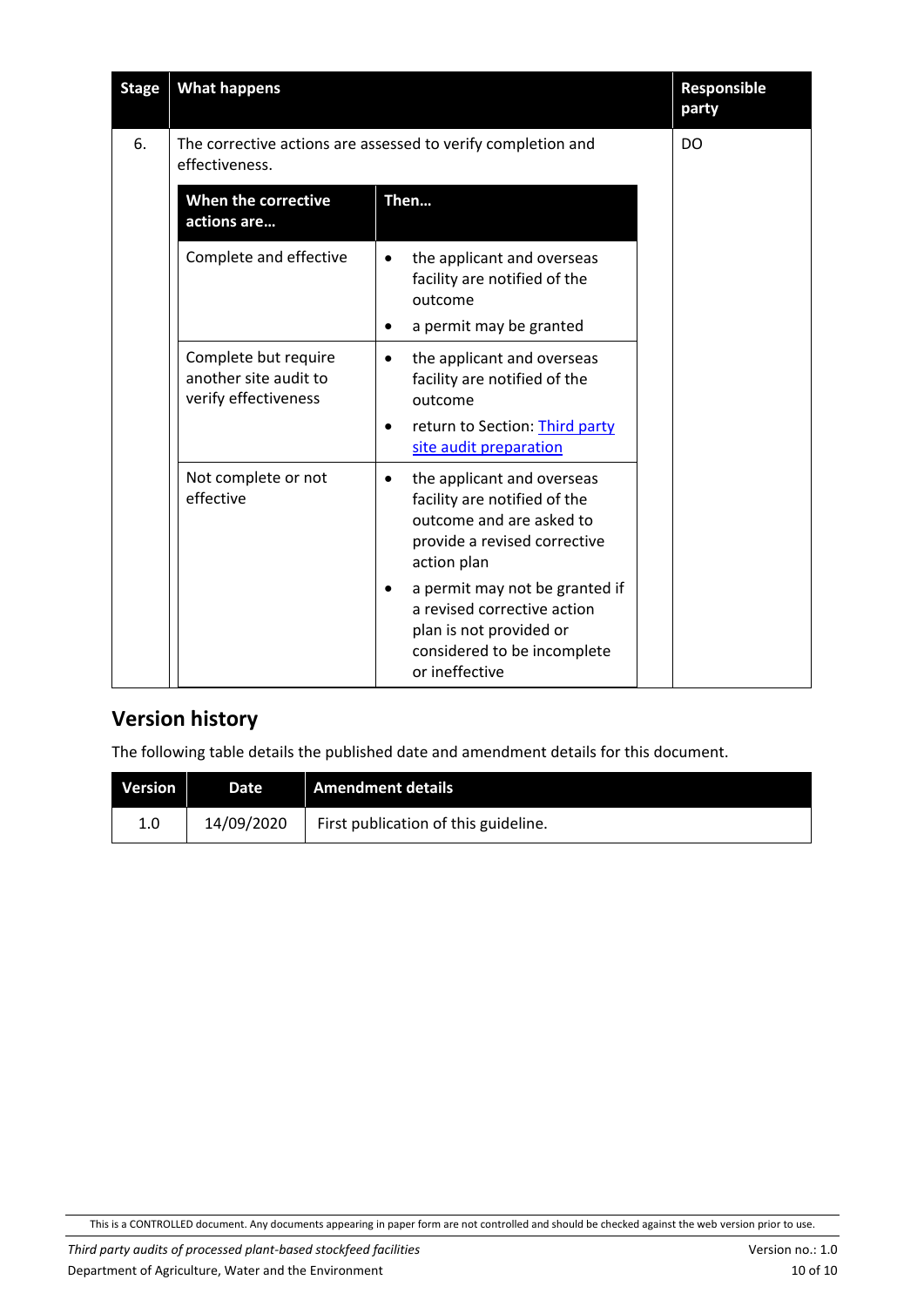| Stage | What happens | Responsible party |
|---|---|---|
| 6. | The corrective actions are assessed to verify completion and effectiveness. | DO |

| When the corrective actions are… | Then… |
|---|---|
| Complete and effective | • the applicant and overseas facility are notified of the outcome<br>• a permit may be granted |
| Complete but require another site audit to verify effectiveness | • the applicant and overseas facility are notified of the outcome<br>• return to Section: Third party site audit preparation |
| Not complete or not effective | • the applicant and overseas facility are notified of the outcome and are asked to provide a revised corrective action plan<br>• a permit may not be granted if a revised corrective action plan is not provided or considered to be incomplete or ineffective |

## Version history

The following table details the published date and amendment details for this document.

| Version | Date | Amendment details |
|---|---|---|
| 1.0 | 14/09/2020 | First publication of this guideline. |

This is a CONTROLLED document. Any documents appearing in paper form are not controlled and should be checked against the web version prior to use.